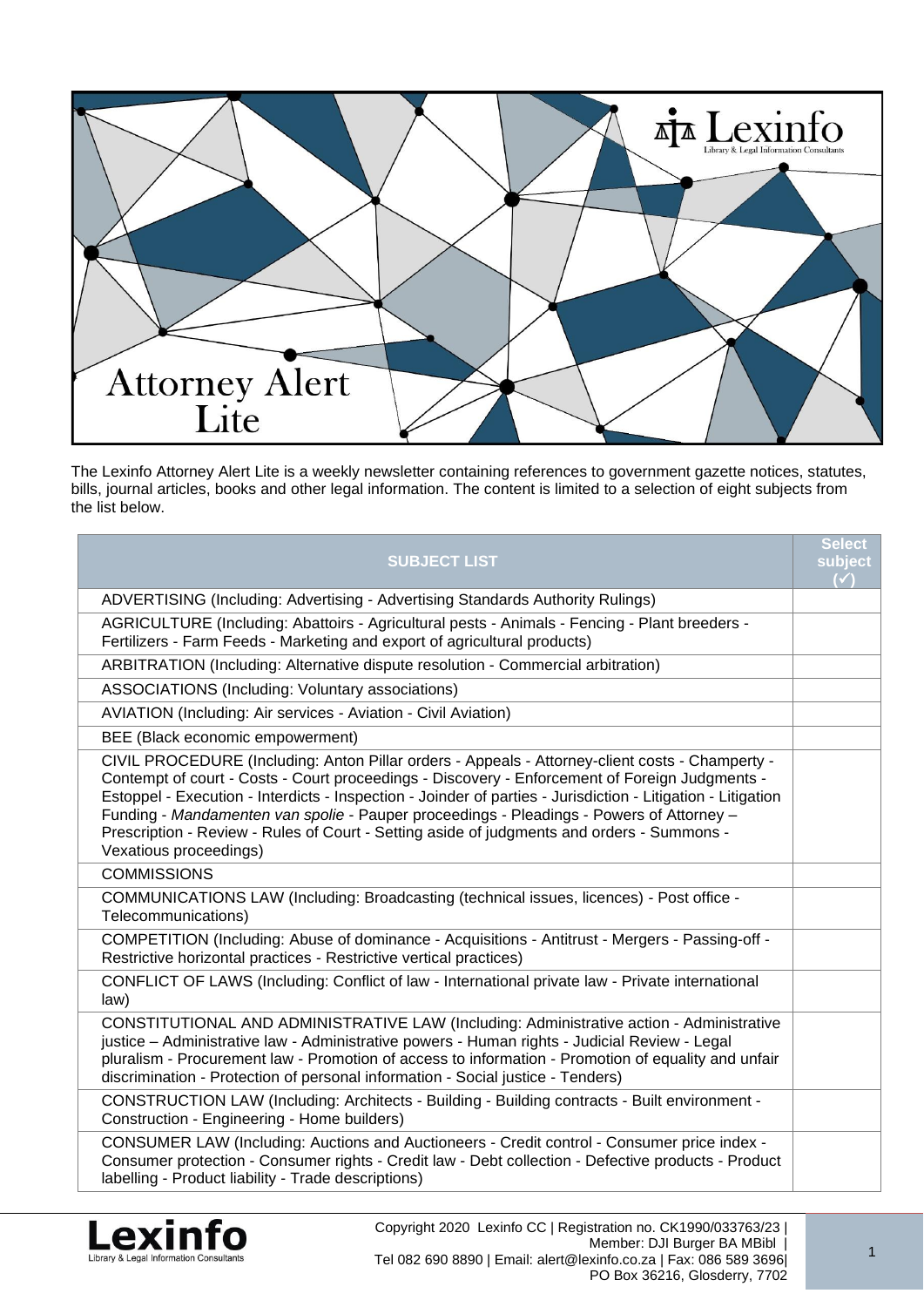# Attorney Alert Lite

The Lexinfo Attorney Alert Lite is a weekly newsletter containing references to government gazette notices, statutes, bills, journal articles, books and other legal information. The content is limited to a selection of eight subjects from the list below.

| SUBJECT LIST | Select subject (✓) |
|---|---|
| ADVERTISING (Including: Advertising - Advertising Standards Authority Rulings) | |
| AGRICULTURE (Including: Abattoirs - Agricultural pests - Animals - Fencing - Plant breeders - Fertilizers - Farm Feeds - Marketing and export of agricultural products) | |
| ARBITRATION (Including: Alternative dispute resolution - Commercial arbitration) | |
| ASSOCIATIONS (Including: Voluntary associations) | |
| AVIATION (Including: Air services - Aviation - Civil Aviation) | |
| BEE (Black economic empowerment) | |
| CIVIL PROCEDURE (Including: Anton Pillar orders - Appeals - Attorney-client costs - Champerty - Contempt of court - Costs - Court proceedings - Discovery - Enforcement of Foreign Judgments - Estoppel - Execution - Interdicts - Inspection - Joinder of parties - Jurisdiction - Litigation - Litigation Funding - *Mandamenten van spolie* - Pauper proceedings - Pleadings - Powers of Attorney – Prescription - Review - Rules of Court - Setting aside of judgments and orders - Summons - Vexatious proceedings) | |
| COMMISSIONS | |
| COMMUNICATIONS LAW (Including: Broadcasting (technical issues, licences) - Post office - Telecommunications) | |
| COMPETITION (Including: Abuse of dominance - Acquisitions - Antitrust - Mergers - Passing-off - Restrictive horizontal practices - Restrictive vertical practices) | |
| CONFLICT OF LAWS (Including: Conflict of law - International private law - Private international law) | |
| CONSTITUTIONAL AND ADMINISTRATIVE LAW (Including: Administrative action - Administrative justice – Administrative law - Administrative powers - Human rights - Judicial Review - Legal pluralism - Procurement law - Promotion of access to information - Promotion of equality and unfair discrimination - Protection of personal information - Social justice - Tenders) | |
| CONSTRUCTION LAW (Including: Architects - Building - Building contracts - Built environment - Construction - Engineering - Home builders) | |
| CONSUMER LAW (Including: Auctions and Auctioneers - Credit control - Consumer price index - Consumer protection - Consumer rights - Credit law - Debt collection - Defective products - Product labelling - Product liability - Trade descriptions) | |

Copyright 2020 Lexinfo CC | Registration no. CK1990/033763/23 | Member: DJI Burger BA MBibl | Tel 082 690 8890 | Email: alert@lexinfo.co.za | Fax: 086 589 3696| PO Box 36216, Glosderry, 7702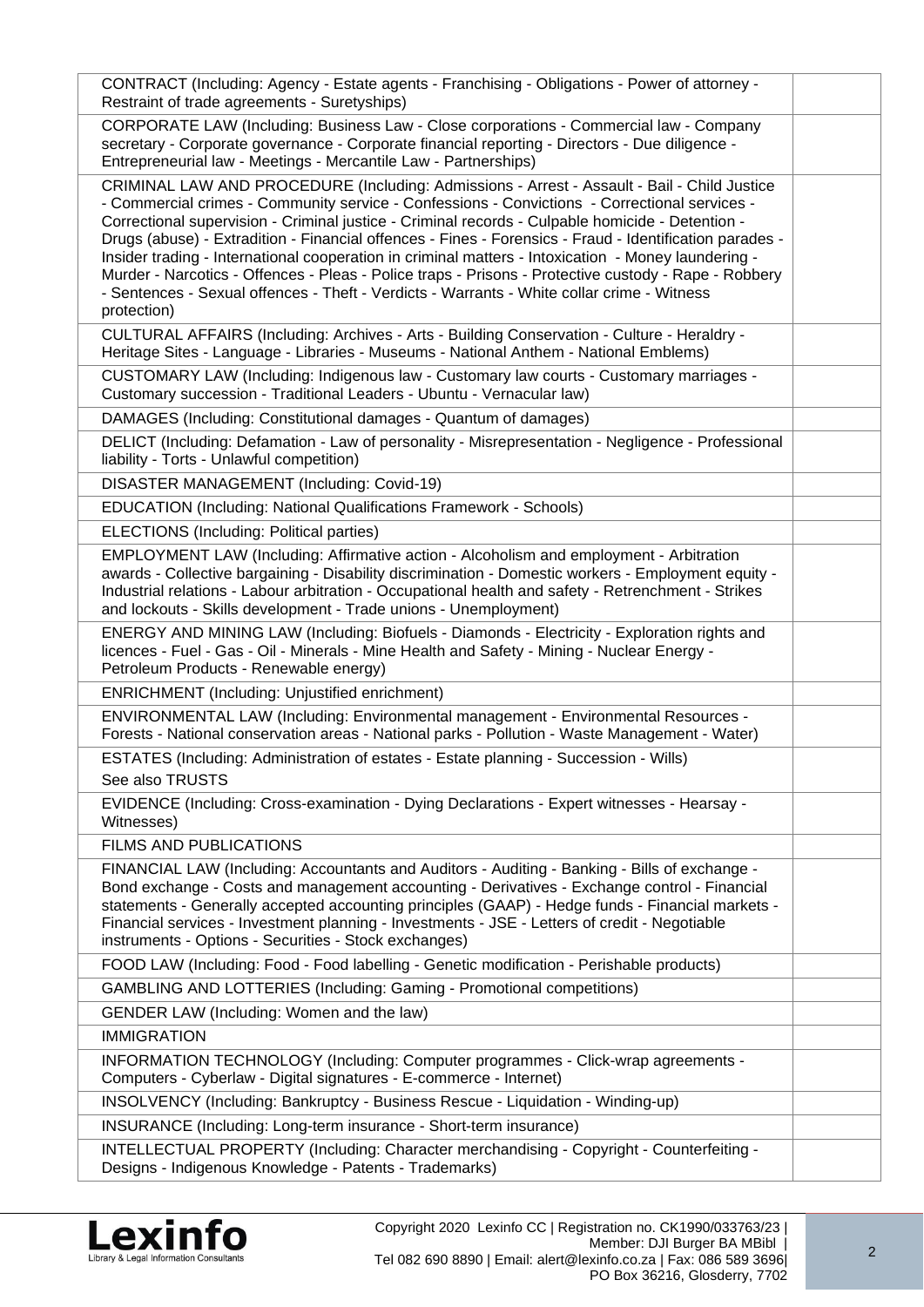| | |
|---|---|
| CONTRACT (Including: Agency - Estate agents - Franchising - Obligations - Power of attorney - Restraint of trade agreements - Suretyships) | |
| CORPORATE LAW (Including: Business Law - Close corporations - Commercial law - Company secretary - Corporate governance - Corporate financial reporting - Directors - Due diligence - Entrepreneurial law - Meetings - Mercantile Law - Partnerships) | |
| CRIMINAL LAW AND PROCEDURE (Including: Admissions - Arrest - Assault - Bail - Child Justice - Commercial crimes - Community service - Confessions - Convictions - Correctional services - Correctional supervision - Criminal justice - Criminal records - Culpable homicide - Detention - Drugs (abuse) - Extradition - Financial offences - Fines - Forensics - Fraud - Identification parades - Insider trading - International cooperation in criminal matters - Intoxication - Money laundering - Murder - Narcotics - Offences - Pleas - Police traps - Prisons - Protective custody - Rape - Robbery - Sentences - Sexual offences - Theft - Verdicts - Warrants - White collar crime - Witness protection) | |
| CULTURAL AFFAIRS (Including: Archives - Arts - Building Conservation - Culture - Heraldry - Heritage Sites - Language - Libraries - Museums - National Anthem - National Emblems) | |
| CUSTOMARY LAW (Including: Indigenous law - Customary law courts - Customary marriages - Customary succession - Traditional Leaders - Ubuntu - Vernacular law) | |
| DAMAGES (Including: Constitutional damages - Quantum of damages) | |
| DELICT (Including: Defamation - Law of personality - Misrepresentation - Negligence - Professional liability - Torts - Unlawful competition) | |
| DISASTER MANAGEMENT (Including: Covid-19) | |
| EDUCATION (Including: National Qualifications Framework - Schools) | |
| ELECTIONS (Including: Political parties) | |
| EMPLOYMENT LAW (Including: Affirmative action - Alcoholism and employment - Arbitration awards - Collective bargaining - Disability discrimination - Domestic workers - Employment equity - Industrial relations - Labour arbitration - Occupational health and safety - Retrenchment - Strikes and lockouts - Skills development - Trade unions - Unemployment) | |
| ENERGY AND MINING LAW (Including: Biofuels - Diamonds - Electricity - Exploration rights and licences - Fuel - Gas - Oil - Minerals - Mine Health and Safety - Mining - Nuclear Energy - Petroleum Products - Renewable energy) | |
| ENRICHMENT (Including: Unjustified enrichment) | |
| ENVIRONMENTAL LAW (Including: Environmental management - Environmental Resources - Forests - National conservation areas - National parks - Pollution - Waste Management - Water) | |
| ESTATES (Including: Administration of estates - Estate planning - Succession - Wills) See also TRUSTS | |
| EVIDENCE (Including: Cross-examination - Dying Declarations - Expert witnesses - Hearsay - Witnesses) | |
| FILMS AND PUBLICATIONS | |
| FINANCIAL LAW (Including: Accountants and Auditors - Auditing - Banking - Bills of exchange - Bond exchange - Costs and management accounting - Derivatives - Exchange control - Financial statements - Generally accepted accounting principles (GAAP) - Hedge funds - Financial markets - Financial services - Investment planning - Investments - JSE - Letters of credit - Negotiable instruments - Options - Securities - Stock exchanges) | |
| FOOD LAW (Including: Food - Food labelling - Genetic modification - Perishable products) | |
| GAMBLING AND LOTTERIES (Including: Gaming - Promotional competitions) | |
| GENDER LAW (Including: Women and the law) | |
| IMMIGRATION | |
| INFORMATION TECHNOLOGY (Including: Computer programmes - Click-wrap agreements - Computers - Cyberlaw - Digital signatures - E-commerce - Internet) | |
| INSOLVENCY (Including: Bankruptcy - Business Rescue - Liquidation - Winding-up) | |
| INSURANCE (Including: Long-term insurance - Short-term insurance) | |
| INTELLECTUAL PROPERTY (Including: Character merchandising - Copyright - Counterfeiting - Designs - Indigenous Knowledge - Patents - Trademarks) | |

Copyright 2020 Lexinfo CC | Registration no. CK1990/033763/23 | Member: DJI Burger BA MBibl | Tel 082 690 8890 | Email: alert@lexinfo.co.za | Fax: 086 589 3696| PO Box 36216, Glosderry, 7702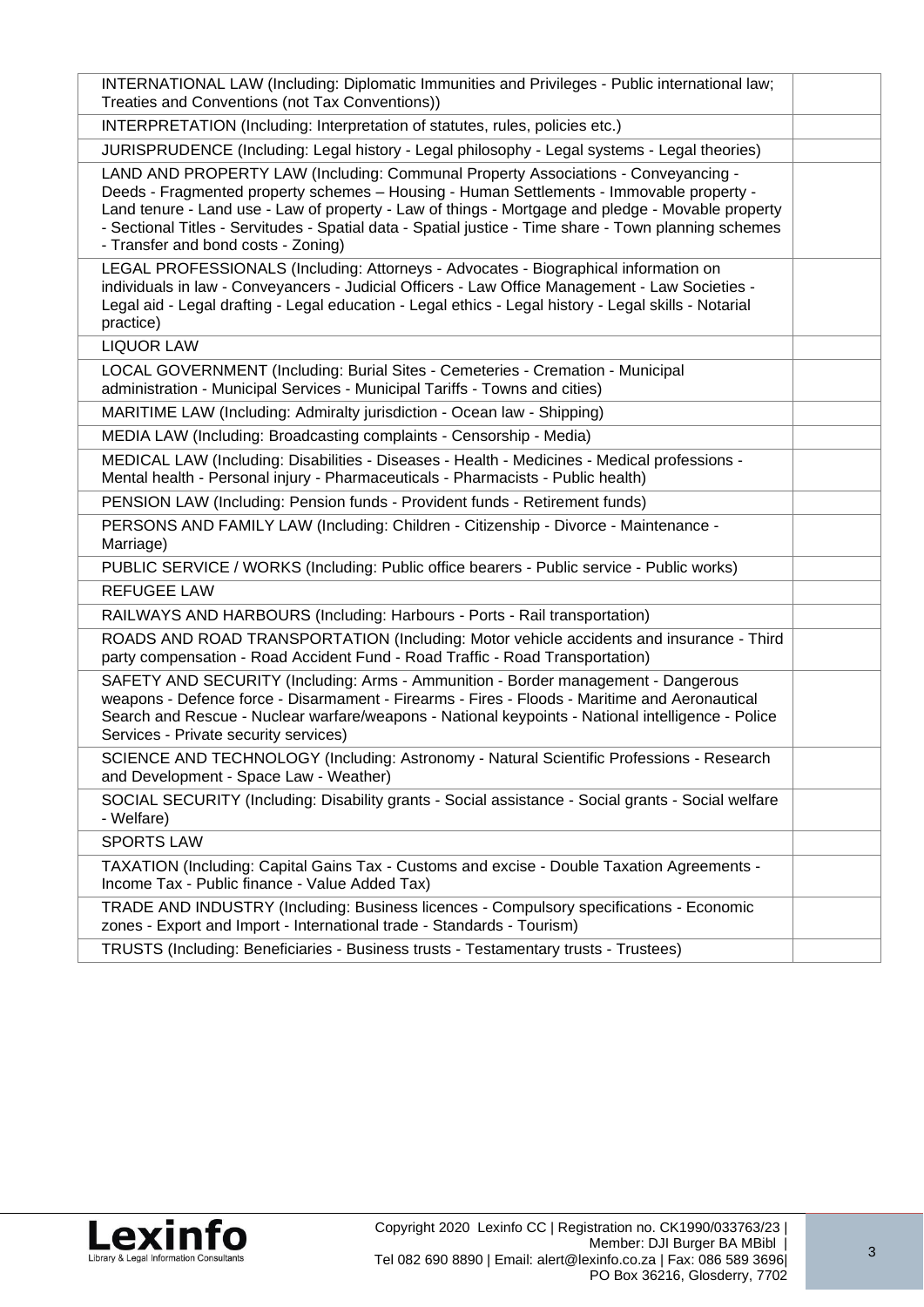| | |
|---|---|
| INTERNATIONAL LAW (Including: Diplomatic Immunities and Privileges - Public international law; Treaties and Conventions (not Tax Conventions)) | |
| INTERPRETATION (Including: Interpretation of statutes, rules, policies etc.) | |
| JURISPRUDENCE (Including: Legal history - Legal philosophy - Legal systems - Legal theories) | |
| LAND AND PROPERTY LAW (Including: Communal Property Associations - Conveyancing - Deeds - Fragmented property schemes – Housing - Human Settlements - Immovable property - Land tenure - Land use - Law of property - Law of things - Mortgage and pledge - Movable property - Sectional Titles - Servitudes - Spatial data - Spatial justice - Time share - Town planning schemes - Transfer and bond costs - Zoning) | |
| LEGAL PROFESSIONALS (Including: Attorneys - Advocates - Biographical information on individuals in law - Conveyancers - Judicial Officers - Law Office Management - Law Societies - Legal aid - Legal drafting - Legal education - Legal ethics - Legal history - Legal skills - Notarial practice) | |
| LIQUOR LAW | |
| LOCAL GOVERNMENT (Including: Burial Sites - Cemeteries - Cremation - Municipal administration - Municipal Services - Municipal Tariffs - Towns and cities) | |
| MARITIME LAW (Including: Admiralty jurisdiction - Ocean law - Shipping) | |
| MEDIA LAW (Including: Broadcasting complaints - Censorship - Media) | |
| MEDICAL LAW (Including: Disabilities - Diseases - Health - Medicines - Medical professions - Mental health - Personal injury - Pharmaceuticals - Pharmacists - Public health) | |
| PENSION LAW (Including: Pension funds - Provident funds - Retirement funds) | |
| PERSONS AND FAMILY LAW (Including: Children - Citizenship - Divorce - Maintenance - Marriage) | |
| PUBLIC SERVICE / WORKS (Including: Public office bearers - Public service - Public works) | |
| REFUGEE LAW | |
| RAILWAYS AND HARBOURS (Including: Harbours - Ports - Rail transportation) | |
| ROADS AND ROAD TRANSPORTATION (Including: Motor vehicle accidents and insurance - Third party compensation - Road Accident Fund - Road Traffic - Road Transportation) | |
| SAFETY AND SECURITY (Including: Arms - Ammunition - Border management - Dangerous weapons - Defence force - Disarmament - Firearms - Fires - Floods - Maritime and Aeronautical Search and Rescue - Nuclear warfare/weapons - National keypoints - National intelligence - Police Services - Private security services) | |
| SCIENCE AND TECHNOLOGY (Including: Astronomy - Natural Scientific Professions - Research and Development - Space Law - Weather) | |
| SOCIAL SECURITY (Including: Disability grants - Social assistance - Social grants - Social welfare - Welfare) | |
| SPORTS LAW | |
| TAXATION (Including: Capital Gains Tax - Customs and excise - Double Taxation Agreements - Income Tax - Public finance - Value Added Tax) | |
| TRADE AND INDUSTRY (Including: Business licences - Compulsory specifications - Economic zones - Export and Import - International trade - Standards - Tourism) | |
| TRUSTS (Including: Beneficiaries - Business trusts - Testamentary trusts - Trustees) | |

Copyright 2020 Lexinfo CC | Registration no. CK1990/033763/23 | Member: DJI Burger BA MBibl | Tel 082 690 8890 | Email: alert@lexinfo.co.za | Fax: 086 589 3696| PO Box 36216, Glosderry, 7702